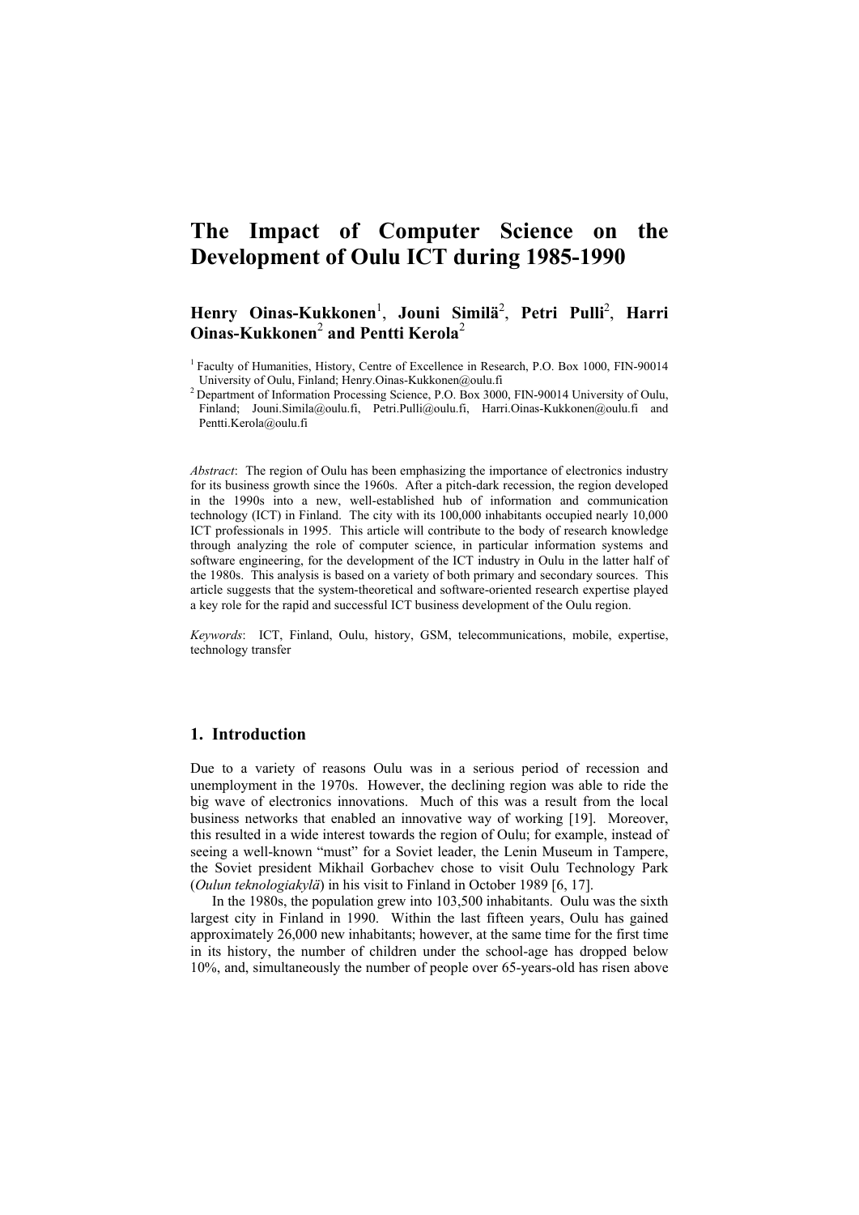# The Impact of Computer Science on the Development of Oulu ICT during 1985-1990

**Henry Oinas-Kukkonen[1], Jouni Similä[2], Petri Pulli[2], Harri Oinas-Kukkonen[2] and Pentti Kerola[2]**

[1] Faculty of Humanities, History, Centre of Excellence in Research, P.O. Box 1000, FIN-90014 University of Oulu, Finland; Henry.Oinas-Kukkonen@oulu.fi

[2] Department of Information Processing Science, P.O. Box 3000, FIN-90014 University of Oulu, Finland; Jouni.Simila@oulu.fi, Petri.Pulli@oulu.fi, Harri.Oinas-Kukkonen@oulu.fi and Pentti.Kerola@oulu.fi

*Abstract*: The region of Oulu has been emphasizing the importance of electronics industry for its business growth since the 1960s. After a pitch-dark recession, the region developed in the 1990s into a new, well-established hub of information and communication technology (ICT) in Finland. The city with its 100,000 inhabitants occupied nearly 10,000 ICT professionals in 1995. This article will contribute to the body of research knowledge through analyzing the role of computer science, in particular information systems and software engineering, for the development of the ICT industry in Oulu in the latter half of the 1980s. This analysis is based on a variety of both primary and secondary sources. This article suggests that the system-theoretical and software-oriented research expertise played a key role for the rapid and successful ICT business development of the Oulu region.

*Keywords*: ICT, Finland, Oulu, history, GSM, telecommunications, mobile, expertise, technology transfer

## 1. Introduction

Due to a variety of reasons Oulu was in a serious period of recession and unemployment in the 1970s. However, the declining region was able to ride the big wave of electronics innovations. Much of this was a result from the local business networks that enabled an innovative way of working [19]. Moreover, this resulted in a wide interest towards the region of Oulu; for example, instead of seeing a well-known "must" for a Soviet leader, the Lenin Museum in Tampere, the Soviet president Mikhail Gorbachev chose to visit Oulu Technology Park (*Oulun teknologiakylä*) in his visit to Finland in October 1989 [6, 17].

In the 1980s, the population grew into 103,500 inhabitants. Oulu was the sixth largest city in Finland in 1990. Within the last fifteen years, Oulu has gained approximately 26,000 new inhabitants; however, at the same time for the first time in its history, the number of children under the school-age has dropped below 10%, and, simultaneously the number of people over 65-years-old has risen above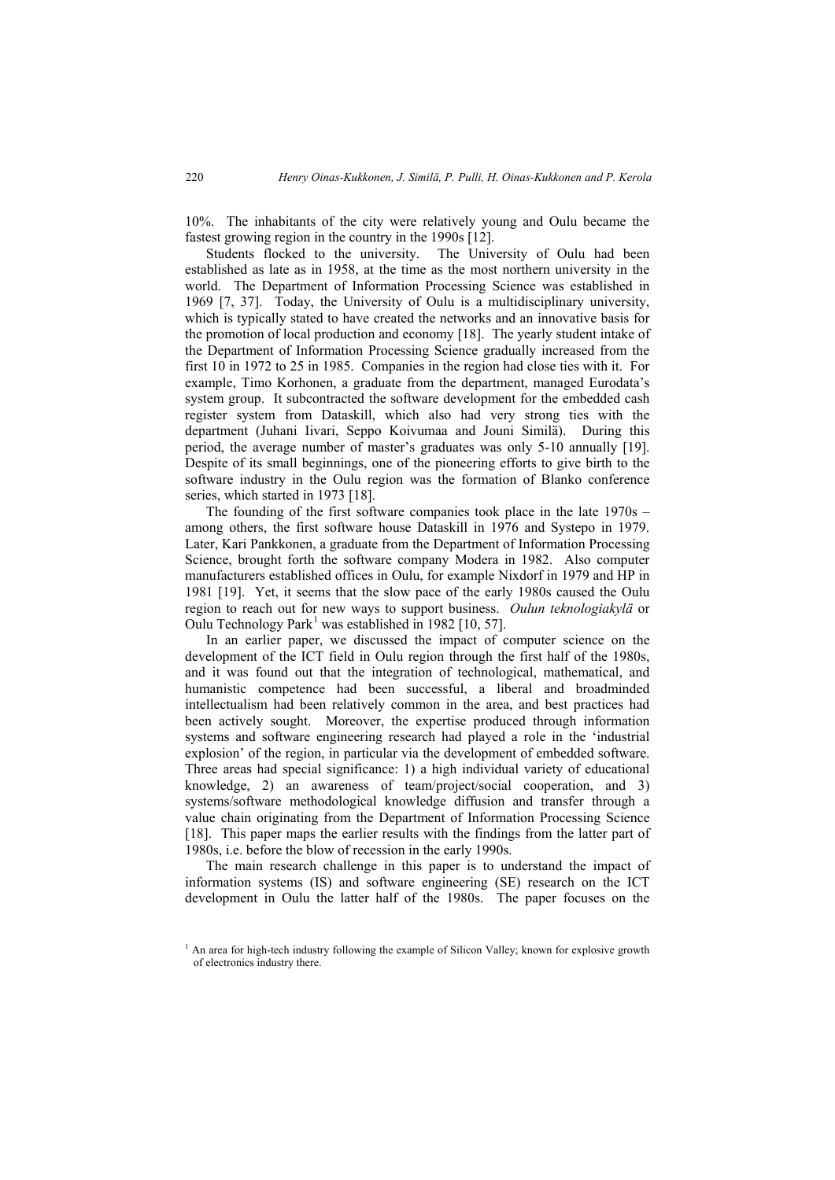10%. The inhabitants of the city were relatively young and Oulu became the fastest growing region in the country in the 1990s [12].

Students flocked to the university. The University of Oulu had been established as late as in 1958, at the time as the most northern university in the world. The Department of Information Processing Science was established in 1969 [7, 37]. Today, the University of Oulu is a multidisciplinary university, which is typically stated to have created the networks and an innovative basis for the promotion of local production and economy [18]. The yearly student intake of the Department of Information Processing Science gradually increased from the first 10 in 1972 to 25 in 1985. Companies in the region had close ties with it. For example, Timo Korhonen, a graduate from the department, managed Eurodata's system group. It subcontracted the software development for the embedded cash register system from Dataskill, which also had very strong ties with the department (Juhani Iivari, Seppo Koivumaa and Jouni Similä). During this period, the average number of master's graduates was only 5-10 annually [19]. Despite of its small beginnings, one of the pioneering efforts to give birth to the software industry in the Oulu region was the formation of Blanko conference series, which started in 1973 [18].

The founding of the first software companies took place in the late 1970s – among others, the first software house Dataskill in 1976 and Systepo in 1979. Later, Kari Pankkonen, a graduate from the Department of Information Processing Science, brought forth the software company Modera in 1982. Also computer manufacturers established offices in Oulu, for example Nixdorf in 1979 and HP in 1981 [19]. Yet, it seems that the slow pace of the early 1980s caused the Oulu region to reach out for new ways to support business. *Oulun teknologiakylä* or Oulu Technology Park[1] was established in 1982 [10, 57].

In an earlier paper, we discussed the impact of computer science on the development of the ICT field in Oulu region through the first half of the 1980s, and it was found out that the integration of technological, mathematical, and humanistic competence had been successful, a liberal and broadminded intellectualism had been relatively common in the area, and best practices had been actively sought. Moreover, the expertise produced through information systems and software engineering research had played a role in the 'industrial explosion' of the region, in particular via the development of embedded software. Three areas had special significance: 1) a high individual variety of educational knowledge, 2) an awareness of team/project/social cooperation, and 3) systems/software methodological knowledge diffusion and transfer through a value chain originating from the Department of Information Processing Science [18]. This paper maps the earlier results with the findings from the latter part of 1980s, i.e. before the blow of recession in the early 1990s.

The main research challenge in this paper is to understand the impact of information systems (IS) and software engineering (SE) research on the ICT development in Oulu the latter half of the 1980s. The paper focuses on the

[1] An area for high-tech industry following the example of Silicon Valley; known for explosive growth of electronics industry there.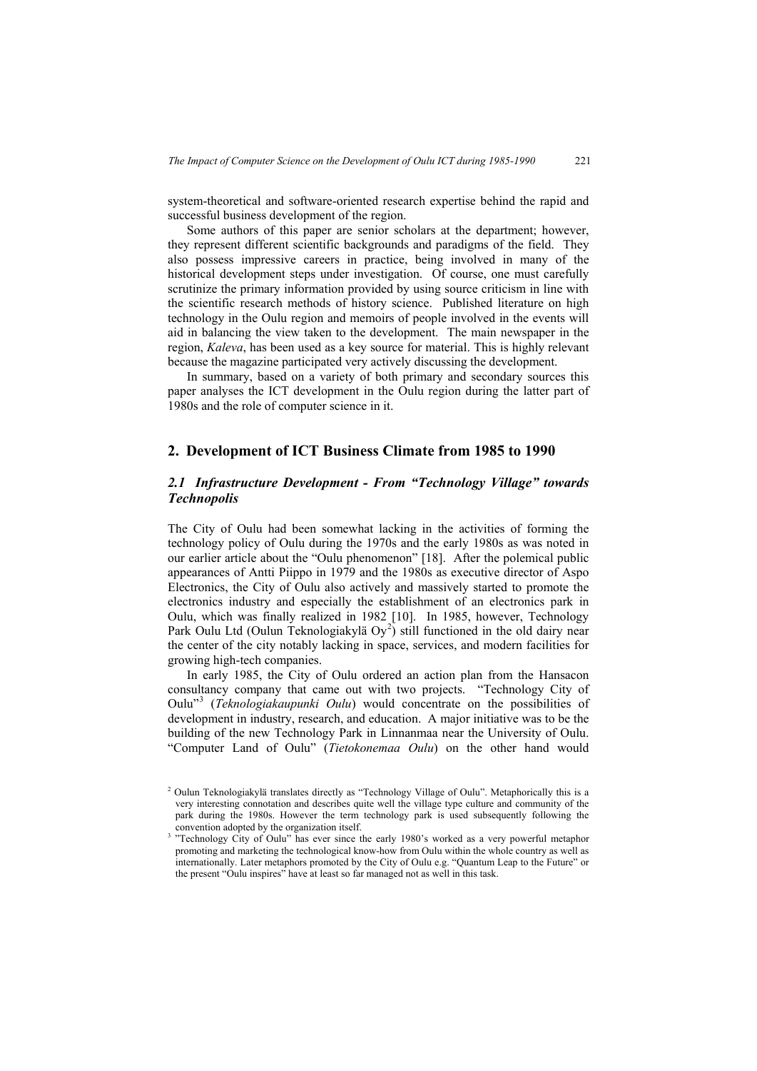system-theoretical and software-oriented research expertise behind the rapid and successful business development of the region.

Some authors of this paper are senior scholars at the department; however, they represent different scientific backgrounds and paradigms of the field. They also possess impressive careers in practice, being involved in many of the historical development steps under investigation. Of course, one must carefully scrutinize the primary information provided by using source criticism in line with the scientific research methods of history science. Published literature on high technology in the Oulu region and memoirs of people involved in the events will aid in balancing the view taken to the development. The main newspaper in the region, *Kaleva*, has been used as a key source for material. This is highly relevant because the magazine participated very actively discussing the development.

In summary, based on a variety of both primary and secondary sources this paper analyses the ICT development in the Oulu region during the latter part of 1980s and the role of computer science in it.

## 2. Development of ICT Business Climate from 1985 to 1990

### *2.1 Infrastructure Development - From "Technology Village" towards Technopolis*

The City of Oulu had been somewhat lacking in the activities of forming the technology policy of Oulu during the 1970s and the early 1980s as was noted in our earlier article about the "Oulu phenomenon" [18]. After the polemical public appearances of Antti Piippo in 1979 and the 1980s as executive director of Aspo Electronics, the City of Oulu also actively and massively started to promote the electronics industry and especially the establishment of an electronics park in Oulu, which was finally realized in 1982 [10]. In 1985, however, Technology Park Oulu Ltd (Oulun Teknologiakylä Oy[2]) still functioned in the old dairy near the center of the city notably lacking in space, services, and modern facilities for growing high-tech companies.

In early 1985, the City of Oulu ordered an action plan from the Hansacon consultancy company that came out with two projects. "Technology City of Oulu"[3] (*Teknologiakaupunki Oulu*) would concentrate on the possibilities of development in industry, research, and education. A major initiative was to be the building of the new Technology Park in Linnanmaa near the University of Oulu. "Computer Land of Oulu" (*Tietokonemaa Oulu*) on the other hand would

[2] Oulun Teknologiakylä translates directly as "Technology Village of Oulu". Metaphorically this is a very interesting connotation and describes quite well the village type culture and community of the park during the 1980s. However the term technology park is used subsequently following the convention adopted by the organization itself.

[3] "Technology City of Oulu" has ever since the early 1980's worked as a very powerful metaphor promoting and marketing the technological know-how from Oulu within the whole country as well as internationally. Later metaphors promoted by the City of Oulu e.g. "Quantum Leap to the Future" or the present "Oulu inspires" have at least so far managed not as well in this task.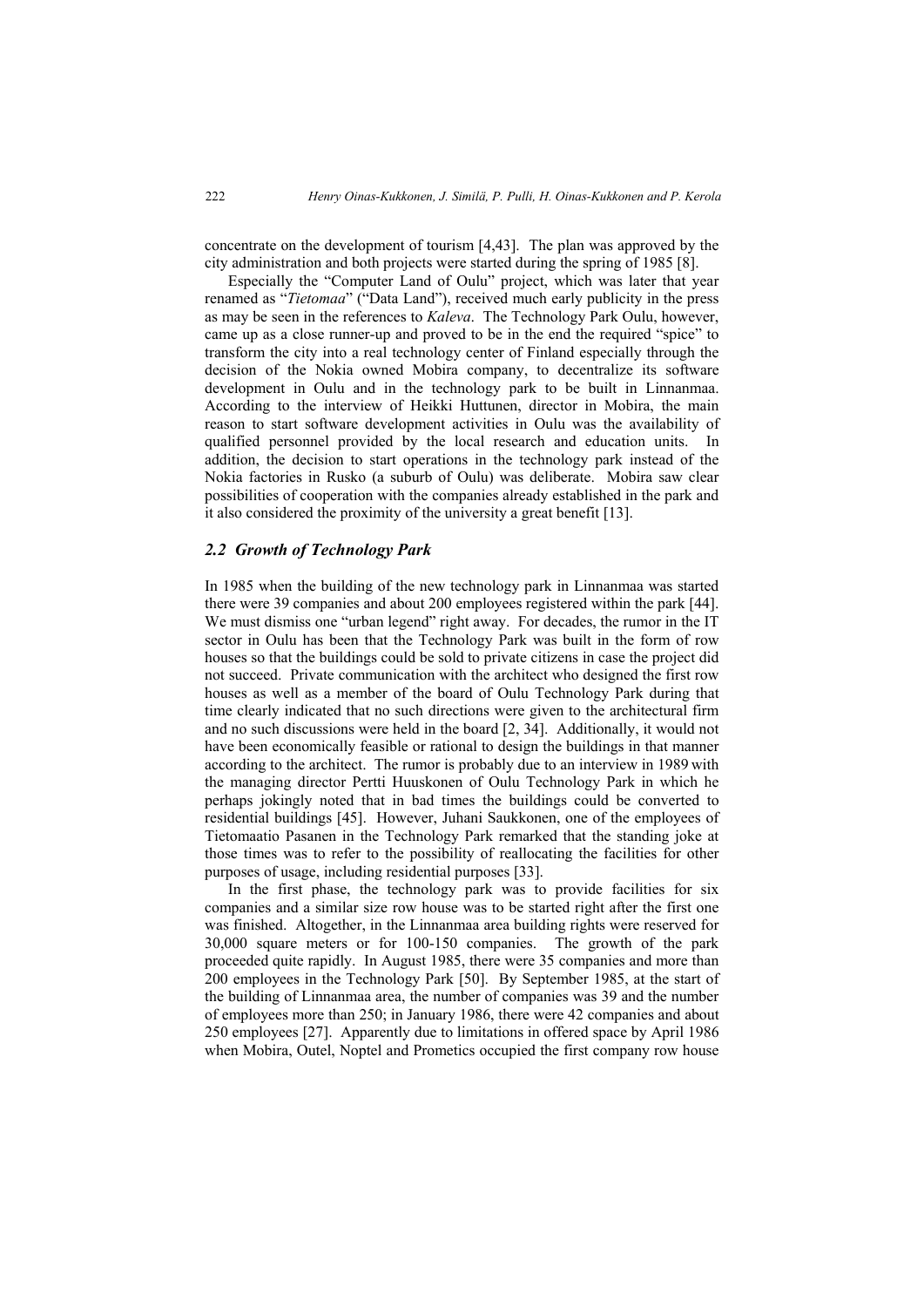concentrate on the development of tourism [4,43]. The plan was approved by the city administration and both projects were started during the spring of 1985 [8].

Especially the "Computer Land of Oulu" project, which was later that year renamed as "*Tietomaa*" ("Data Land"), received much early publicity in the press as may be seen in the references to *Kaleva*. The Technology Park Oulu, however, came up as a close runner-up and proved to be in the end the required "spice" to transform the city into a real technology center of Finland especially through the decision of the Nokia owned Mobira company, to decentralize its software development in Oulu and in the technology park to be built in Linnanmaa. According to the interview of Heikki Huttunen, director in Mobira, the main reason to start software development activities in Oulu was the availability of qualified personnel provided by the local research and education units. In addition, the decision to start operations in the technology park instead of the Nokia factories in Rusko (a suburb of Oulu) was deliberate. Mobira saw clear possibilities of cooperation with the companies already established in the park and it also considered the proximity of the university a great benefit [13].

### *2.2 Growth of Technology Park*

In 1985 when the building of the new technology park in Linnanmaa was started there were 39 companies and about 200 employees registered within the park [44]. We must dismiss one "urban legend" right away. For decades, the rumor in the IT sector in Oulu has been that the Technology Park was built in the form of row houses so that the buildings could be sold to private citizens in case the project did not succeed. Private communication with the architect who designed the first row houses as well as a member of the board of Oulu Technology Park during that time clearly indicated that no such directions were given to the architectural firm and no such discussions were held in the board [2, 34]. Additionally, it would not have been economically feasible or rational to design the buildings in that manner according to the architect. The rumor is probably due to an interview in 1989 with the managing director Pertti Huuskonen of Oulu Technology Park in which he perhaps jokingly noted that in bad times the buildings could be converted to residential buildings [45]. However, Juhani Saukkonen, one of the employees of Tietomaatio Pasanen in the Technology Park remarked that the standing joke at those times was to refer to the possibility of reallocating the facilities for other purposes of usage, including residential purposes [33].

In the first phase, the technology park was to provide facilities for six companies and a similar size row house was to be started right after the first one was finished. Altogether, in the Linnanmaa area building rights were reserved for 30,000 square meters or for 100-150 companies. The growth of the park proceeded quite rapidly. In August 1985, there were 35 companies and more than 200 employees in the Technology Park [50]. By September 1985, at the start of the building of Linnanmaa area, the number of companies was 39 and the number of employees more than 250; in January 1986, there were 42 companies and about 250 employees [27]. Apparently due to limitations in offered space by April 1986 when Mobira, Outel, Noptel and Prometics occupied the first company row house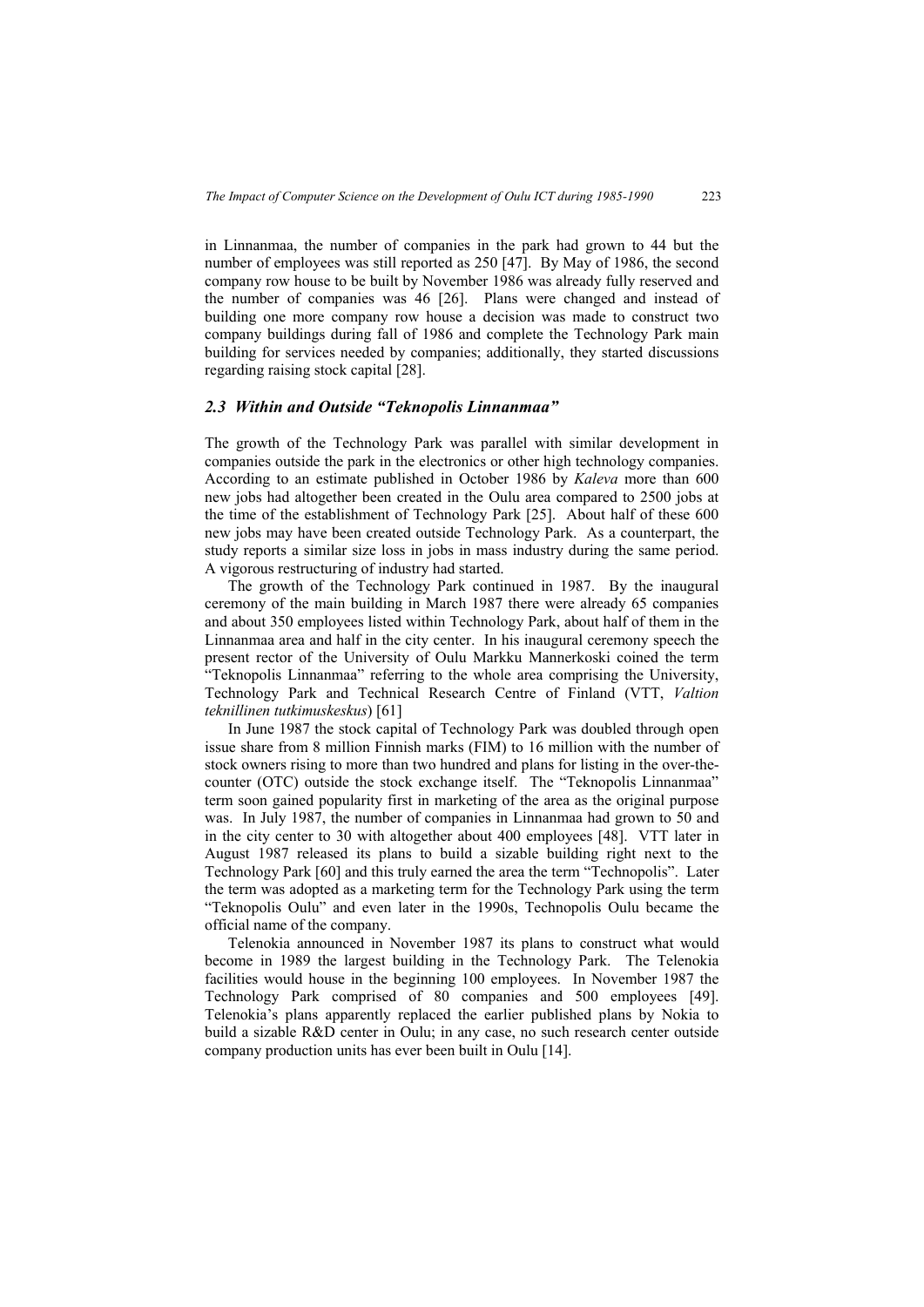in Linnanmaa, the number of companies in the park had grown to 44 but the number of employees was still reported as 250 [47]. By May of 1986, the second company row house to be built by November 1986 was already fully reserved and the number of companies was 46 [26]. Plans were changed and instead of building one more company row house a decision was made to construct two company buildings during fall of 1986 and complete the Technology Park main building for services needed by companies; additionally, they started discussions regarding raising stock capital [28].

### *2.3 Within and Outside "Teknopolis Linnanmaa"*

The growth of the Technology Park was parallel with similar development in companies outside the park in the electronics or other high technology companies. According to an estimate published in October 1986 by *Kaleva* more than 600 new jobs had altogether been created in the Oulu area compared to 2500 jobs at the time of the establishment of Technology Park [25]. About half of these 600 new jobs may have been created outside Technology Park. As a counterpart, the study reports a similar size loss in jobs in mass industry during the same period. A vigorous restructuring of industry had started.

The growth of the Technology Park continued in 1987. By the inaugural ceremony of the main building in March 1987 there were already 65 companies and about 350 employees listed within Technology Park, about half of them in the Linnanmaa area and half in the city center. In his inaugural ceremony speech the present rector of the University of Oulu Markku Mannerkoski coined the term "Teknopolis Linnanmaa" referring to the whole area comprising the University, Technology Park and Technical Research Centre of Finland (VTT, *Valtion teknillinen tutkimuskeskus*) [61]

In June 1987 the stock capital of Technology Park was doubled through open issue share from 8 million Finnish marks (FIM) to 16 million with the number of stock owners rising to more than two hundred and plans for listing in the over-the-counter (OTC) outside the stock exchange itself. The "Teknopolis Linnanmaa" term soon gained popularity first in marketing of the area as the original purpose was. In July 1987, the number of companies in Linnanmaa had grown to 50 and in the city center to 30 with altogether about 400 employees [48]. VTT later in August 1987 released its plans to build a sizable building right next to the Technology Park [60] and this truly earned the area the term "Technopolis". Later the term was adopted as a marketing term for the Technology Park using the term "Teknopolis Oulu" and even later in the 1990s, Technopolis Oulu became the official name of the company.

Telenokia announced in November 1987 its plans to construct what would become in 1989 the largest building in the Technology Park. The Telenokia facilities would house in the beginning 100 employees. In November 1987 the Technology Park comprised of 80 companies and 500 employees [49]. Telenokia's plans apparently replaced the earlier published plans by Nokia to build a sizable R&D center in Oulu; in any case, no such research center outside company production units has ever been built in Oulu [14].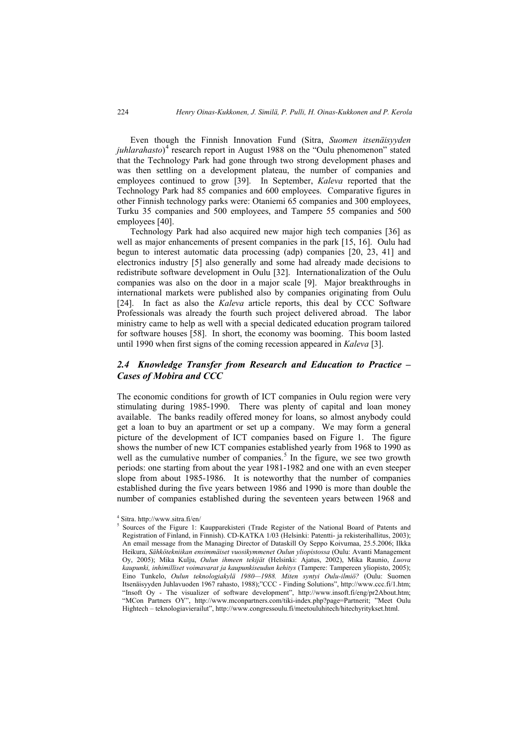Even though the Finnish Innovation Fund (Sitra, *Suomen itsenäisyyden juhlarahasto*)[4] research report in August 1988 on the "Oulu phenomenon" stated that the Technology Park had gone through two strong development phases and was then settling on a development plateau, the number of companies and employees continued to grow [39]. In September, *Kaleva* reported that the Technology Park had 85 companies and 600 employees. Comparative figures in other Finnish technology parks were: Otaniemi 65 companies and 300 employees, Turku 35 companies and 500 employees, and Tampere 55 companies and 500 employees [40].

Technology Park had also acquired new major high tech companies [36] as well as major enhancements of present companies in the park [15, 16]. Oulu had begun to interest automatic data processing (adp) companies [20, 23, 41] and electronics industry [5] also generally and some had already made decisions to redistribute software development in Oulu [32]. Internationalization of the Oulu companies was also on the door in a major scale [9]. Major breakthroughs in international markets were published also by companies originating from Oulu [24]. In fact as also the *Kaleva* article reports, this deal by CCC Software Professionals was already the fourth such project delivered abroad. The labor ministry came to help as well with a special dedicated education program tailored for software houses [58]. In short, the economy was booming. This boom lasted until 1990 when first signs of the coming recession appeared in *Kaleva* [3].

## *2.4 Knowledge Transfer from Research and Education to Practice – Cases of Mobira and CCC*

The economic conditions for growth of ICT companies in Oulu region were very stimulating during 1985-1990. There was plenty of capital and loan money available. The banks readily offered money for loans, so almost anybody could get a loan to buy an apartment or set up a company. We may form a general picture of the development of ICT companies based on Figure 1. The figure shows the number of new ICT companies established yearly from 1968 to 1990 as well as the cumulative number of companies.[5] In the figure, we see two growth periods: one starting from about the year 1981-1982 and one with an even steeper slope from about 1985-1986. It is noteworthy that the number of companies established during the five years between 1986 and 1990 is more than double the number of companies established during the seventeen years between 1968 and

[4] Sitra. http://www.sitra.fi/en/

[5] Sources of the Figure 1: Kaupparekisteri (Trade Register of the National Board of Patents and Registration of Finland, in Finnish). CD-KATKA 1/03 (Helsinki: Patentti- ja rekisterihallitus, 2003); An email message from the Managing Director of Dataskill Oy Seppo Koivumaa, 25.5.2006; Ilkka Heikura, *Sähkötekniikan ensimmäiset vuosikymmenet Oulun yliopistossa* (Oulu: Avanti Management Oy, 2005); Mika Kulju, *Oulun ihmeen tekijät* (Helsinki: Ajatus, 2002), Mika Raunio, *Luova kaupunki, inhimilliset voimavarat ja kaupunkiseudun kehitys* (Tampere: Tampereen yliopisto, 2005); Eino Tunkelo, *Oulun teknologiakylä 1980—1988. Miten syntyi Oulu-ilmiö?* (Oulu: Suomen Itsenäisyyden Juhlavuoden 1967 rahasto, 1988);"CCC - Finding Solutions", http://www.ccc.fi/1.htm; "Insoft Oy - The visualizer of software development", http://www.insoft.fi/eng/pr2About.htm; "MCon Partners OY", http://www.mconpartners.com/tiki-index.php?page=Partnerit; "Meet Oulu Hightech – teknologiavierailut", http://www.congressoulu.fi/meetouluhitech/hitechyritykset.html.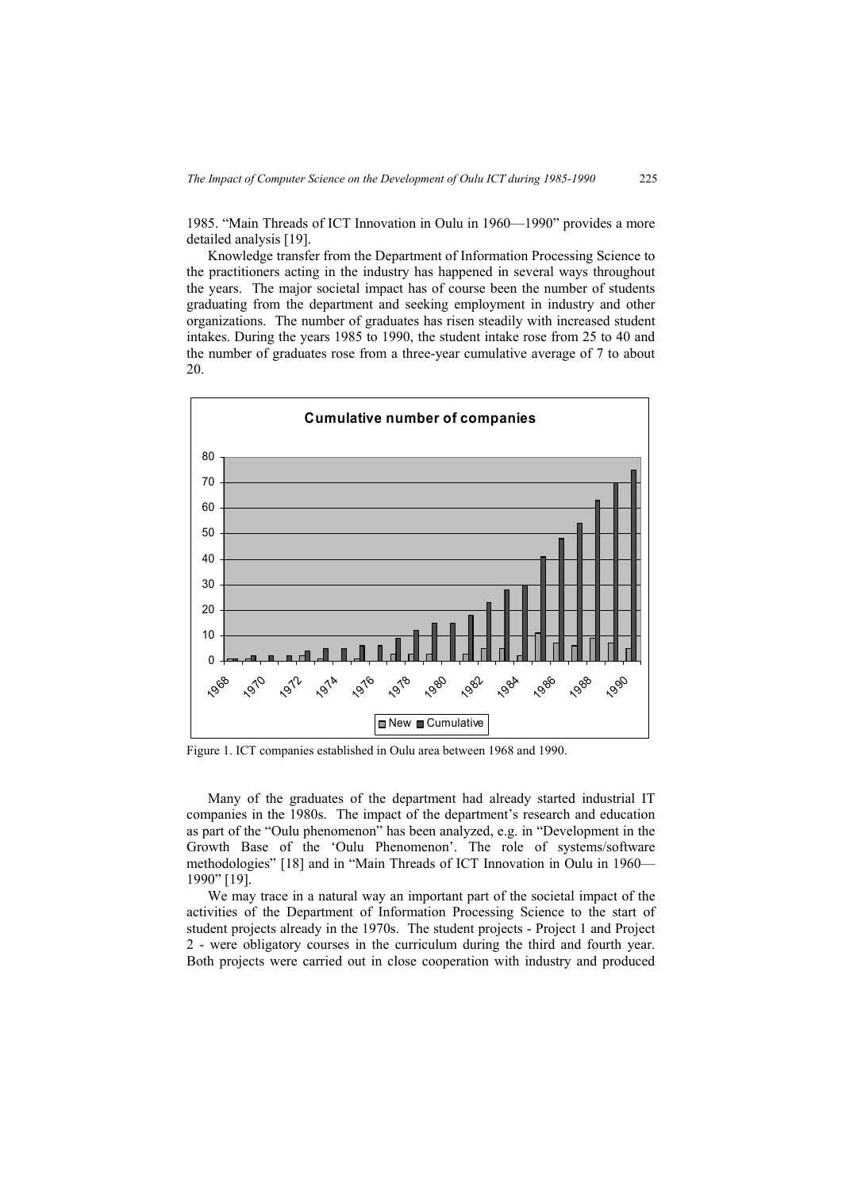1985. "Main Threads of ICT Innovation in Oulu in 1960—1990" provides a more detailed analysis [19].

Knowledge transfer from the Department of Information Processing Science to the practitioners acting in the industry has happened in several ways throughout the years. The major societal impact has of course been the number of students graduating from the department and seeking employment in industry and other organizations. The number of graduates has risen steadily with increased student intakes. During the years 1985 to 1990, the student intake rose from 25 to 40 and the number of graduates rose from a three-year cumulative average of 7 to about 20.

Figure 1. ICT companies established in Oulu area between 1968 and 1990.

Many of the graduates of the department had already started industrial IT companies in the 1980s. The impact of the department's research and education as part of the "Oulu phenomenon" has been analyzed, e.g. in "Development in the Growth Base of the 'Oulu Phenomenon'. The role of systems/software methodologies" [18] and in "Main Threads of ICT Innovation in Oulu in 1960—1990" [19].

We may trace in a natural way an important part of the societal impact of the activities of the Department of Information Processing Science to the start of student projects already in the 1970s. The student projects - Project 1 and Project 2 - were obligatory courses in the curriculum during the third and fourth year. Both projects were carried out in close cooperation with industry and produced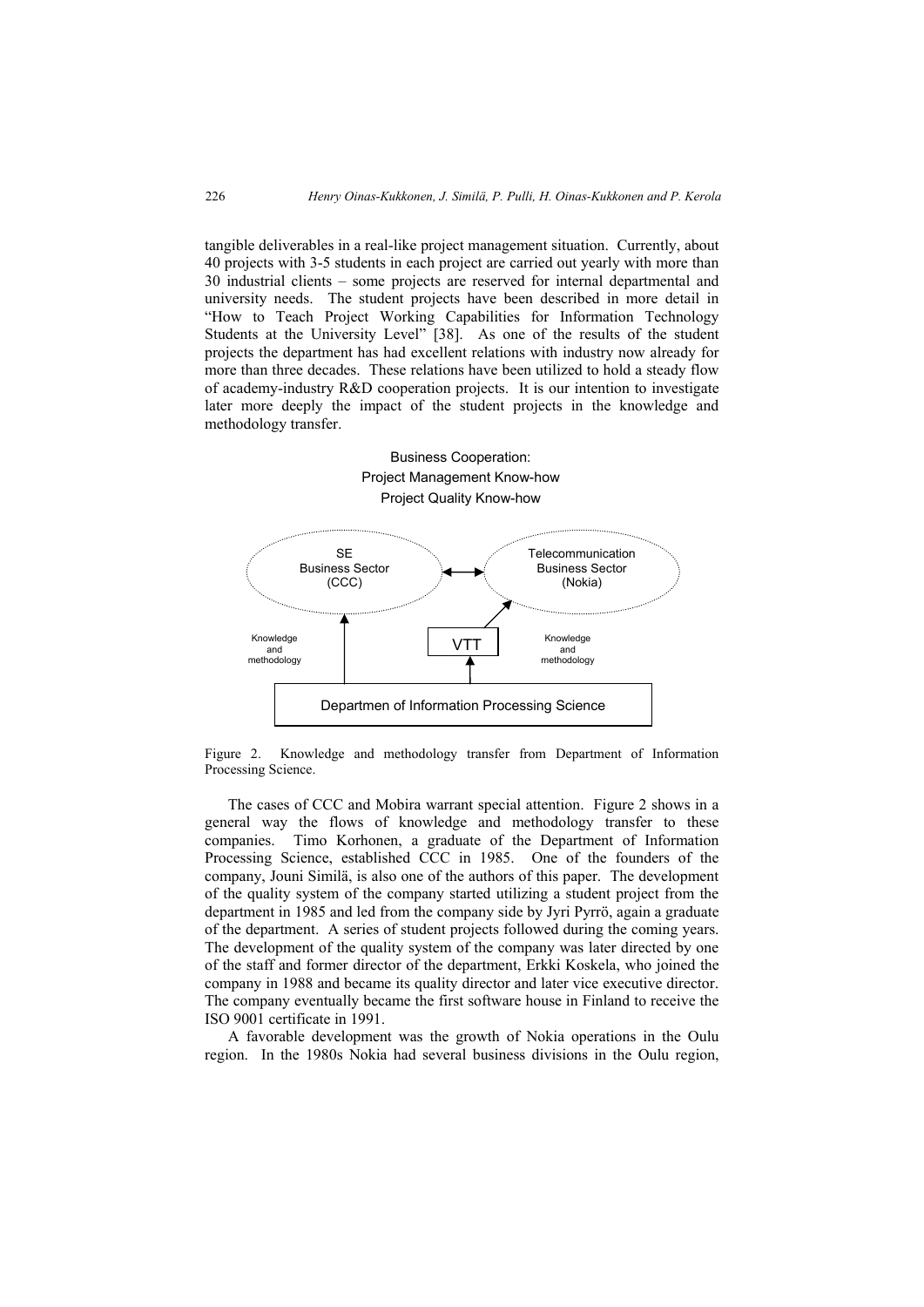tangible deliverables in a real-like project management situation. Currently, about 40 projects with 3-5 students in each project are carried out yearly with more than 30 industrial clients – some projects are reserved for internal departmental and university needs. The student projects have been described in more detail in "How to Teach Project Working Capabilities for Information Technology Students at the University Level" [38]. As one of the results of the student projects the department has had excellent relations with industry now already for more than three decades. These relations have been utilized to hold a steady flow of academy-industry R&D cooperation projects. It is our intention to investigate later more deeply the impact of the student projects in the knowledge and methodology transfer.

Business Cooperation:
Project Management Know-how
Project Quality Know-how

SE Business Sector (CCC) ↔ Telecommunication Business Sector (Nokia)

Knowledge and methodology | VTT | Knowledge and methodology

Departmen of Information Processing Science

Figure 2. Knowledge and methodology transfer from Department of Information Processing Science.

The cases of CCC and Mobira warrant special attention. Figure 2 shows in a general way the flows of knowledge and methodology transfer to these companies. Timo Korhonen, a graduate of the Department of Information Processing Science, established CCC in 1985. One of the founders of the company, Jouni Similä, is also one of the authors of this paper. The development of the quality system of the company started utilizing a student project from the department in 1985 and led from the company side by Jyri Pyrrö, again a graduate of the department. A series of student projects followed during the coming years. The development of the quality system of the company was later directed by one of the staff and former director of the department, Erkki Koskela, who joined the company in 1988 and became its quality director and later vice executive director. The company eventually became the first software house in Finland to receive the ISO 9001 certificate in 1991.

A favorable development was the growth of Nokia operations in the Oulu region. In the 1980s Nokia had several business divisions in the Oulu region,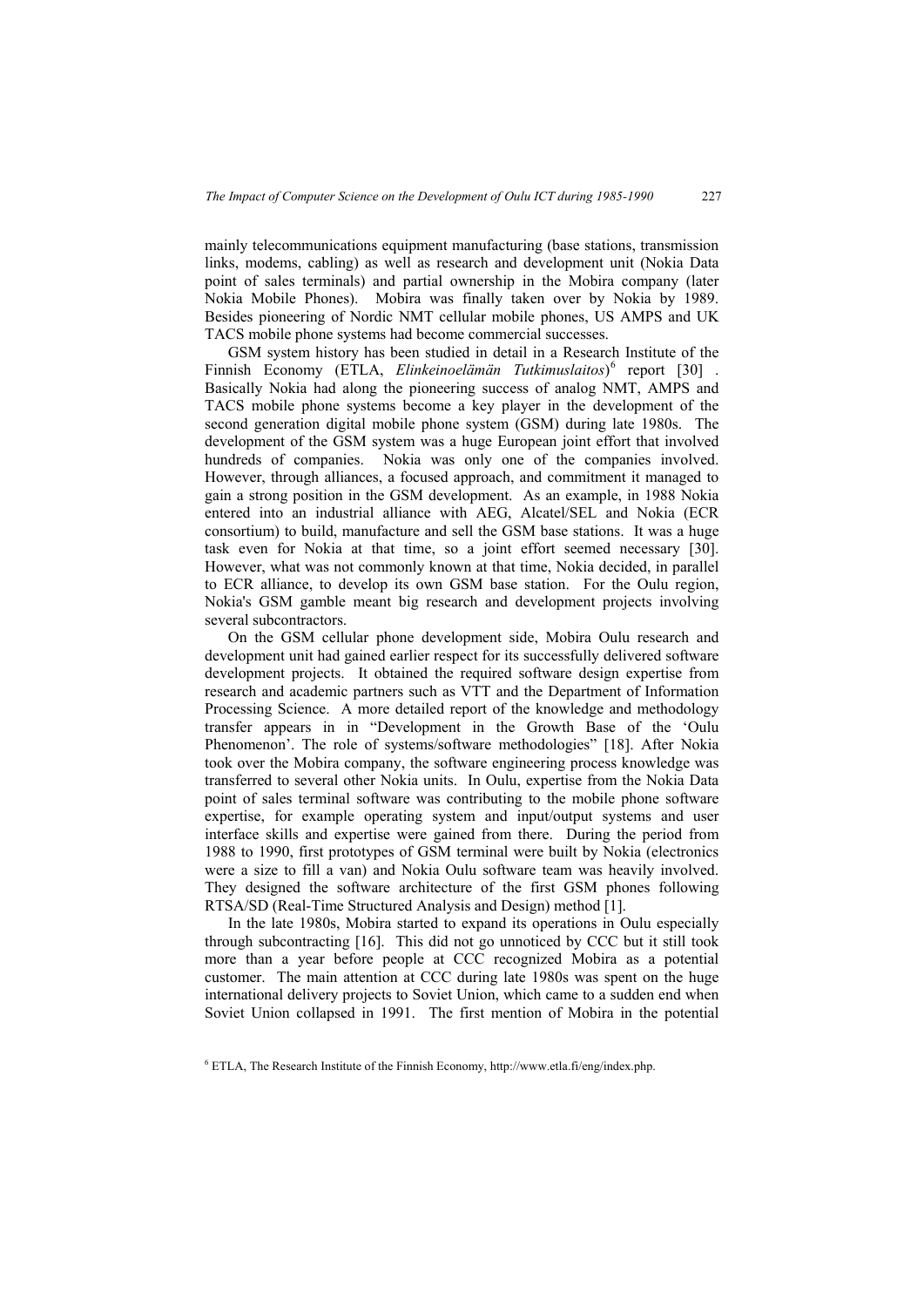mainly telecommunications equipment manufacturing (base stations, transmission links, modems, cabling) as well as research and development unit (Nokia Data point of sales terminals) and partial ownership in the Mobira company (later Nokia Mobile Phones). Mobira was finally taken over by Nokia by 1989. Besides pioneering of Nordic NMT cellular mobile phones, US AMPS and UK TACS mobile phone systems had become commercial successes.

GSM system history has been studied in detail in a Research Institute of the Finnish Economy (ETLA, *Elinkeinoelämän Tutkimuslaitos*)[6] report [30] . Basically Nokia had along the pioneering success of analog NMT, AMPS and TACS mobile phone systems become a key player in the development of the second generation digital mobile phone system (GSM) during late 1980s. The development of the GSM system was a huge European joint effort that involved hundreds of companies. Nokia was only one of the companies involved. However, through alliances, a focused approach, and commitment it managed to gain a strong position in the GSM development. As an example, in 1988 Nokia entered into an industrial alliance with AEG, Alcatel/SEL and Nokia (ECR consortium) to build, manufacture and sell the GSM base stations. It was a huge task even for Nokia at that time, so a joint effort seemed necessary [30]. However, what was not commonly known at that time, Nokia decided, in parallel to ECR alliance, to develop its own GSM base station. For the Oulu region, Nokia's GSM gamble meant big research and development projects involving several subcontractors.

On the GSM cellular phone development side, Mobira Oulu research and development unit had gained earlier respect for its successfully delivered software development projects. It obtained the required software design expertise from research and academic partners such as VTT and the Department of Information Processing Science. A more detailed report of the knowledge and methodology transfer appears in in "Development in the Growth Base of the 'Oulu Phenomenon'. The role of systems/software methodologies" [18]. After Nokia took over the Mobira company, the software engineering process knowledge was transferred to several other Nokia units. In Oulu, expertise from the Nokia Data point of sales terminal software was contributing to the mobile phone software expertise, for example operating system and input/output systems and user interface skills and expertise were gained from there. During the period from 1988 to 1990, first prototypes of GSM terminal were built by Nokia (electronics were a size to fill a van) and Nokia Oulu software team was heavily involved. They designed the software architecture of the first GSM phones following RTSA/SD (Real-Time Structured Analysis and Design) method [1].

In the late 1980s, Mobira started to expand its operations in Oulu especially through subcontracting [16]. This did not go unnoticed by CCC but it still took more than a year before people at CCC recognized Mobira as a potential customer. The main attention at CCC during late 1980s was spent on the huge international delivery projects to Soviet Union, which came to a sudden end when Soviet Union collapsed in 1991. The first mention of Mobira in the potential

[6] ETLA, The Research Institute of the Finnish Economy, http://www.etla.fi/eng/index.php.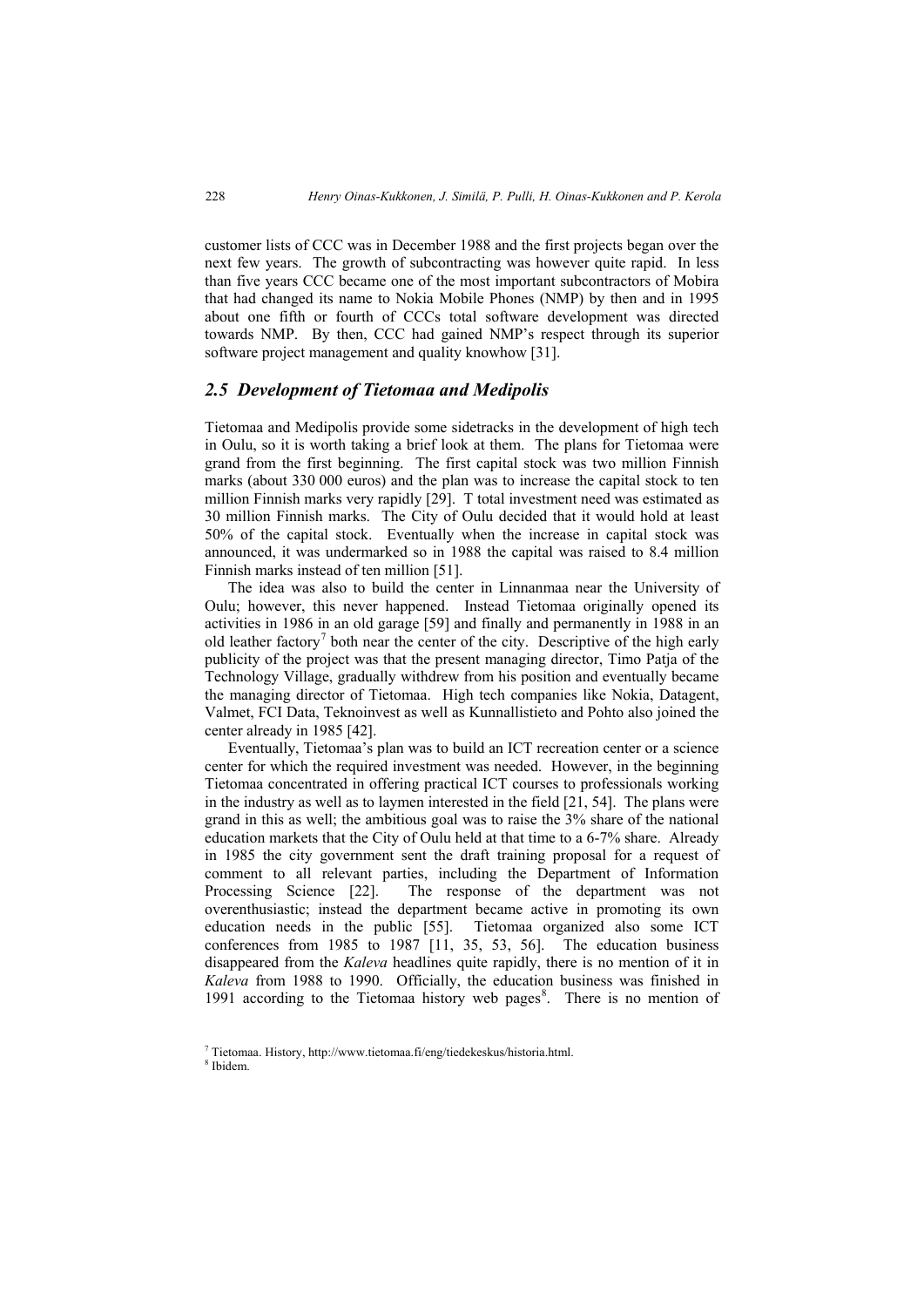customer lists of CCC was in December 1988 and the first projects began over the next few years. The growth of subcontracting was however quite rapid. In less than five years CCC became one of the most important subcontractors of Mobira that had changed its name to Nokia Mobile Phones (NMP) by then and in 1995 about one fifth or fourth of CCCs total software development was directed towards NMP. By then, CCC had gained NMP's respect through its superior software project management and quality knowhow [31].

## *2.5 Development of Tietomaa and Medipolis*

Tietomaa and Medipolis provide some sidetracks in the development of high tech in Oulu, so it is worth taking a brief look at them. The plans for Tietomaa were grand from the first beginning. The first capital stock was two million Finnish marks (about 330 000 euros) and the plan was to increase the capital stock to ten million Finnish marks very rapidly [29]. T total investment need was estimated as 30 million Finnish marks. The City of Oulu decided that it would hold at least 50% of the capital stock. Eventually when the increase in capital stock was announced, it was undermarked so in 1988 the capital was raised to 8.4 million Finnish marks instead of ten million [51].

The idea was also to build the center in Linnanmaa near the University of Oulu; however, this never happened. Instead Tietomaa originally opened its activities in 1986 in an old garage [59] and finally and permanently in 1988 in an old leather factory[7] both near the center of the city. Descriptive of the high early publicity of the project was that the present managing director, Timo Patja of the Technology Village, gradually withdrew from his position and eventually became the managing director of Tietomaa. High tech companies like Nokia, Datagent, Valmet, FCI Data, Teknoinvest as well as Kunnallistieto and Pohto also joined the center already in 1985 [42].

Eventually, Tietomaa's plan was to build an ICT recreation center or a science center for which the required investment was needed. However, in the beginning Tietomaa concentrated in offering practical ICT courses to professionals working in the industry as well as to laymen interested in the field [21, 54]. The plans were grand in this as well; the ambitious goal was to raise the 3% share of the national education markets that the City of Oulu held at that time to a 6-7% share. Already in 1985 the city government sent the draft training proposal for a request of comment to all relevant parties, including the Department of Information Processing Science [22]. The response of the department was not overenthusiastic; instead the department became active in promoting its own education needs in the public [55]. Tietomaa organized also some ICT conferences from 1985 to 1987 [11, 35, 53, 56]. The education business disappeared from the *Kaleva* headlines quite rapidly, there is no mention of it in *Kaleva* from 1988 to 1990. Officially, the education business was finished in 1991 according to the Tietomaa history web pages[8]. There is no mention of

[7] Tietomaa. History, http://www.tietomaa.fi/eng/tiedekeskus/historia.html.

[8] Ibidem.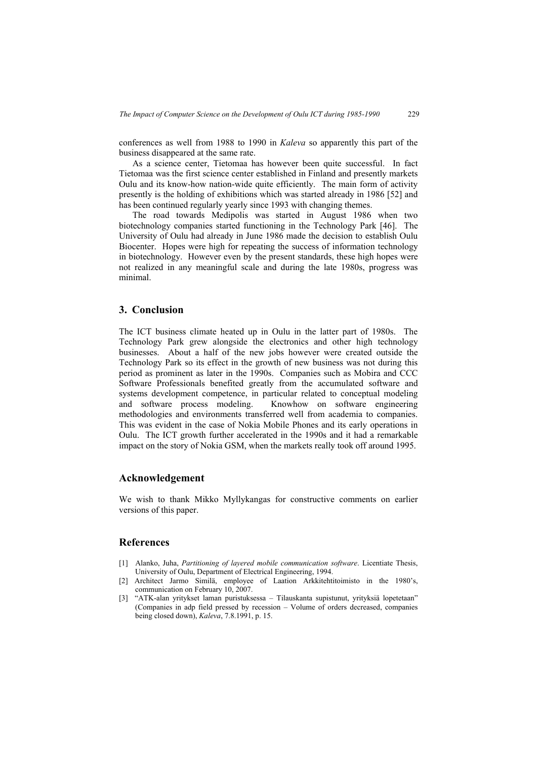conferences as well from 1988 to 1990 in *Kaleva* so apparently this part of the business disappeared at the same rate.

As a science center, Tietomaa has however been quite successful. In fact Tietomaa was the first science center established in Finland and presently markets Oulu and its know-how nation-wide quite efficiently. The main form of activity presently is the holding of exhibitions which was started already in 1986 [52] and has been continued regularly yearly since 1993 with changing themes.

The road towards Medipolis was started in August 1986 when two biotechnology companies started functioning in the Technology Park [46]. The University of Oulu had already in June 1986 made the decision to establish Oulu Biocenter. Hopes were high for repeating the success of information technology in biotechnology. However even by the present standards, these high hopes were not realized in any meaningful scale and during the late 1980s, progress was minimal.

## 3. Conclusion

The ICT business climate heated up in Oulu in the latter part of 1980s. The Technology Park grew alongside the electronics and other high technology businesses. About a half of the new jobs however were created outside the Technology Park so its effect in the growth of new business was not during this period as prominent as later in the 1990s. Companies such as Mobira and CCC Software Professionals benefited greatly from the accumulated software and systems development competence, in particular related to conceptual modeling and software process modeling. Knowhow on software engineering methodologies and environments transferred well from academia to companies. This was evident in the case of Nokia Mobile Phones and its early operations in Oulu. The ICT growth further accelerated in the 1990s and it had a remarkable impact on the story of Nokia GSM, when the markets really took off around 1995.

## Acknowledgement

We wish to thank Mikko Myllykangas for constructive comments on earlier versions of this paper.

## References

[1] Alanko, Juha, *Partitioning of layered mobile communication software*. Licentiate Thesis, University of Oulu, Department of Electrical Engineering, 1994.

[2] Architect Jarmo Similä, employee of Laation Arkkitehtitoimisto in the 1980's, communication on February 10, 2007.

[3] "ATK-alan yritykset laman puristuksessa – Tilauskanta supistunut, yrityksiä lopetetaan" (Companies in adp field pressed by recession – Volume of orders decreased, companies being closed down), *Kaleva*, 7.8.1991, p. 15.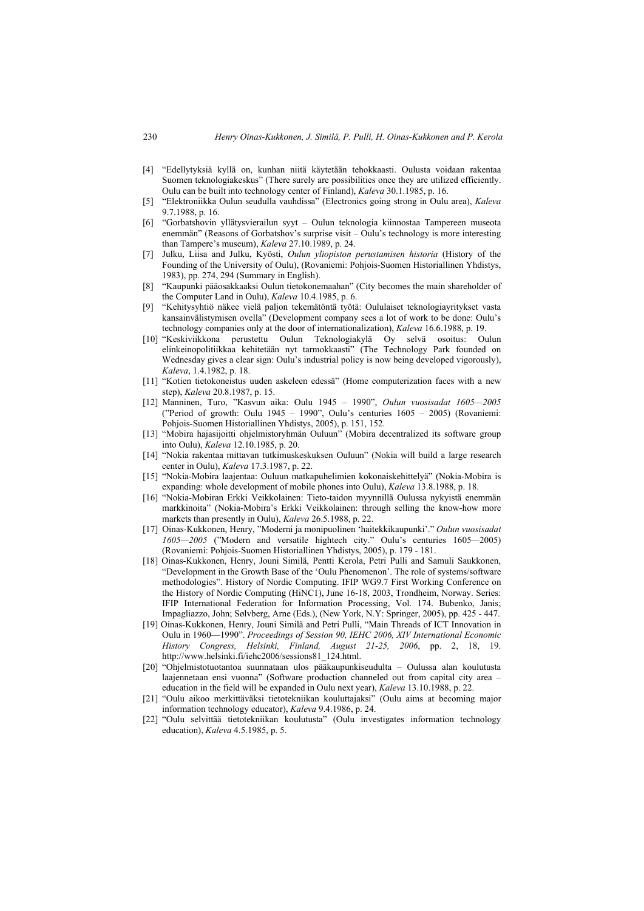[4] "Edellytyksiä kyllä on, kunhan niitä käytetään tehokkaasti. Oulusta voidaan rakentaa Suomen teknologiakeskus" (There surely are possibilities once they are utilized efficiently. Oulu can be built into technology center of Finland), *Kaleva* 30.1.1985, p. 16.

[5] "Elektroniikka Oulun seudulla vauhdissa" (Electronics going strong in Oulu area), *Kaleva* 9.7.1988, p. 16.

[6] "Gorbatshovin yllätysvierailun syyt – Oulun teknologia kiinnostaa Tampereen museota enemmän" (Reasons of Gorbatshov's surprise visit – Oulu's technology is more interesting than Tampere's museum), *Kaleva* 27.10.1989, p. 24.

[7] Julku, Liisa and Julku, Kyösti, *Oulun yliopiston perustamisen historia* (History of the Founding of the University of Oulu), (Rovaniemi: Pohjois-Suomen Historiallinen Yhdistys, 1983), pp. 274, 294 (Summary in English).

[8] "Kaupunki pääosakkaaksi Oulun tietokonemaahan" (City becomes the main shareholder of the Computer Land in Oulu), *Kaleva* 10.4.1985, p. 6.

[9] "Kehitysyhtiö näkee vielä paljon tekemätöntä työtä: Oululaiset teknologiayritykset vasta kansainvälistymisen ovella" (Development company sees a lot of work to be done: Oulu's technology companies only at the door of internationalization), *Kaleva* 16.6.1988, p. 19.

[10] "Keskiviikkona perustettu Oulun Teknologiakylä Oy selvä osoitus: Oulun elinkeinopolitiikkaa kehitetään nyt tarmokkaasti" (The Technology Park founded on Wednesday gives a clear sign: Oulu's industrial policy is now being developed vigorously), *Kaleva*, 1.4.1982, p. 18.

[11] "Kotien tietokoneistus uuden askeleen edessä" (Home computerization faces with a new step), *Kaleva* 20.8.1987, p. 15.

[12] Manninen, Turo, "Kasvun aika: Oulu 1945 – 1990", *Oulun vuosisadat 1605—2005* ("Period of growth: Oulu 1945 – 1990", Oulu's centuries 1605 – 2005) (Rovaniemi: Pohjois-Suomen Historiallinen Yhdistys, 2005), p. 151, 152.

[13] "Mobira hajasijoitti ohjelmistoryhmän Ouluun" (Mobira decentralized its software group into Oulu), *Kaleva* 12.10.1985, p. 20.

[14] "Nokia rakentaa mittavan tutkimuskeskuksen Ouluun" (Nokia will build a large research center in Oulu), *Kaleva* 17.3.1987, p. 22.

[15] "Nokia-Mobira laajentaa: Ouluun matkapuhelimien kokonaiskehittelyä" (Nokia-Mobira is expanding: whole development of mobile phones into Oulu), *Kaleva* 13.8.1988, p. 18.

[16] "Nokia-Mobiran Erkki Veikkolainen: Tieto-taidon myynnillä Oulussa nykyistä enemmän markkinoita" (Nokia-Mobira's Erkki Veikkolainen: through selling the know-how more markets than presently in Oulu), *Kaleva* 26.5.1988, p. 22.

[17] Oinas-Kukkonen, Henry, "Moderni ja monipuolinen 'haitekkikaupunki'." *Oulun vuosisadat 1605—2005* ("Modern and versatile hightech city." Oulu's centuries 1605—2005) (Rovaniemi: Pohjois-Suomen Historiallinen Yhdistys, 2005), p. 179 - 181.

[18] Oinas-Kukkonen, Henry, Jouni Similä, Pentti Kerola, Petri Pulli and Samuli Saukkonen, "Development in the Growth Base of the 'Oulu Phenomenon'. The role of systems/software methodologies". History of Nordic Computing. IFIP WG9.7 First Working Conference on the History of Nordic Computing (HiNC1), June 16-18, 2003, Trondheim, Norway. Series: IFIP International Federation for Information Processing, Vol. 174. Bubenko, Janis; Impagliazzo, John; Sølvberg, Arne (Eds.), (New York, N.Y: Springer, 2005), pp. 425 - 447.

[19] Oinas-Kukkonen, Henry, Jouni Similä and Petri Pulli, "Main Threads of ICT Innovation in Oulu in 1960—1990". *Proceedings of Session 90, IEHC 2006, XIV International Economic History Congress, Helsinki, Finland, August 21-25, 2006*, pp. 2, 18, 19. http://www.helsinki.fi/iehc2006/sessions81_124.html.

[20] "Ohjelmistotuotantoa suunnataan ulos pääkaupunkiseudulta – Oulussa alan koulutusta laajennetaan ensi vuonna" (Software production channeled out from capital city area – education in the field will be expanded in Oulu next year), *Kaleva* 13.10.1988, p. 22.

[21] "Oulu aikoo merkittäväksi tietotekniikan kouluttajaksi" (Oulu aims at becoming major information technology educator), *Kaleva* 9.4.1986, p. 24.

[22] "Oulu selvittää tietotekniikan koulutusta" (Oulu investigates information technology education), *Kaleva* 4.5.1985, p. 5.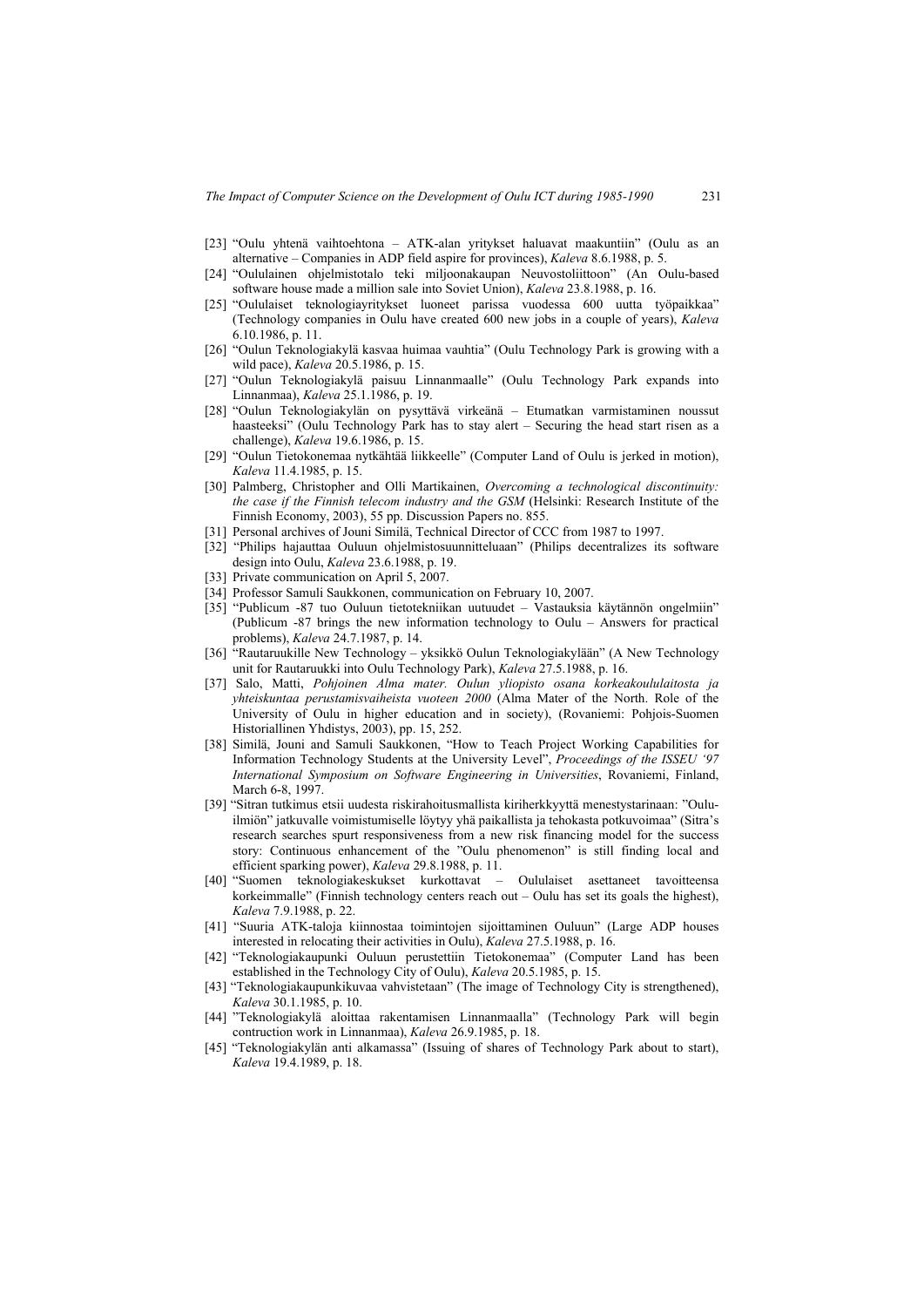[23] "Oulu yhtenä vaihtoehtona – ATK-alan yritykset haluavat maakuntiin" (Oulu as an alternative – Companies in ADP field aspire for provinces), *Kaleva* 8.6.1988, p. 5.

[24] "Oululainen ohjelmistotalo teki miljoonakaupan Neuvostoliittoon" (An Oulu-based software house made a million sale into Soviet Union), *Kaleva* 23.8.1988, p. 16.

[25] "Oululaiset teknologiayritykset luoneet parissa vuodessa 600 uutta työpaikkaa" (Technology companies in Oulu have created 600 new jobs in a couple of years), *Kaleva* 6.10.1986, p. 11.

[26] "Oulun Teknologiakylä kasvaa huimaa vauhtia" (Oulu Technology Park is growing with a wild pace), *Kaleva* 20.5.1986, p. 15.

[27] "Oulun Teknologiakylä paisuu Linnanmaalle" (Oulu Technology Park expands into Linnanmaa), *Kaleva* 25.1.1986, p. 19.

[28] "Oulun Teknologiakylän on pysyttävä virkeänä – Etumatkan varmistaminen noussut haasteeksi" (Oulu Technology Park has to stay alert – Securing the head start risen as a challenge), *Kaleva* 19.6.1986, p. 15.

[29] "Oulun Tietokonemaa nytkähtää liikkeelle" (Computer Land of Oulu is jerked in motion), *Kaleva* 11.4.1985, p. 15.

[30] Palmberg, Christopher and Olli Martikainen, *Overcoming a technological discontinuity: the case if the Finnish telecom industry and the GSM* (Helsinki: Research Institute of the Finnish Economy, 2003), 55 pp. Discussion Papers no. 855.

[31] Personal archives of Jouni Similä, Technical Director of CCC from 1987 to 1997.

[32] "Philips hajauttaa Ouluun ohjelmistosuunnitteluaan" (Philips decentralizes its software design into Oulu, *Kaleva* 23.6.1988, p. 19.

[33] Private communication on April 5, 2007.

[34] Professor Samuli Saukkonen, communication on February 10, 2007.

[35] "Publicum -87 tuo Ouluun tietotekniikan uutuudet – Vastauksia käytännön ongelmiin" (Publicum -87 brings the new information technology to Oulu – Answers for practical problems), *Kaleva* 24.7.1987, p. 14.

[36] "Rautaruukille New Technology – yksikkö Oulun Teknologiakylään" (A New Technology unit for Rautaruukki into Oulu Technology Park), *Kaleva* 27.5.1988, p. 16.

[37] Salo, Matti, *Pohjoinen Alma mater. Oulun yliopisto osana korkeakoululaitosta ja yhteiskuntaa perustamisvaiheista vuoteen 2000* (Alma Mater of the North. Role of the University of Oulu in higher education and in society), (Rovaniemi: Pohjois-Suomen Historiallinen Yhdistys, 2003), pp. 15, 252.

[38] Similä, Jouni and Samuli Saukkonen, "How to Teach Project Working Capabilities for Information Technology Students at the University Level", *Proceedings of the ISSEU '97 International Symposium on Software Engineering in Universities*, Rovaniemi, Finland, March 6-8, 1997.

[39] "Sitran tutkimus etsii uudesta riskirahoitusmallista kiriherkkyyttä menestystarinaan: "Oulu-ilmiön" jatkuvalle voimistumiselle löytyy yhä paikallista ja tehokasta potkuvoimaa" (Sitra's research searches spurt responsiveness from a new risk financing model for the success story: Continuous enhancement of the "Oulu phenomenon" is still finding local and efficient sparking power), *Kaleva* 29.8.1988, p. 11.

[40] "Suomen teknologiakeskukset kurkottavat – Oululaiset asettaneet tavoitteensa korkeimmalle" (Finnish technology centers reach out – Oulu has set its goals the highest), *Kaleva* 7.9.1988, p. 22.

[41] "Suuria ATK-taloja kiinnostaa toimintojen sijoittaminen Ouluun" (Large ADP houses interested in relocating their activities in Oulu), *Kaleva* 27.5.1988, p. 16.

[42] "Teknologiakaupunki Ouluun perustettiin Tietokonemaa" (Computer Land has been established in the Technology City of Oulu), *Kaleva* 20.5.1985, p. 15.

[43] "Teknologiakaupunkikuvaa vahvistetaan" (The image of Technology City is strengthened), *Kaleva* 30.1.1985, p. 10.

[44] "Teknologiakylä aloittaa rakentamisen Linnanmaalla" (Technology Park will begin contruction work in Linnanmaa), *Kaleva* 26.9.1985, p. 18.

[45] "Teknologiakylän anti alkamassa" (Issuing of shares of Technology Park about to start), *Kaleva* 19.4.1989, p. 18.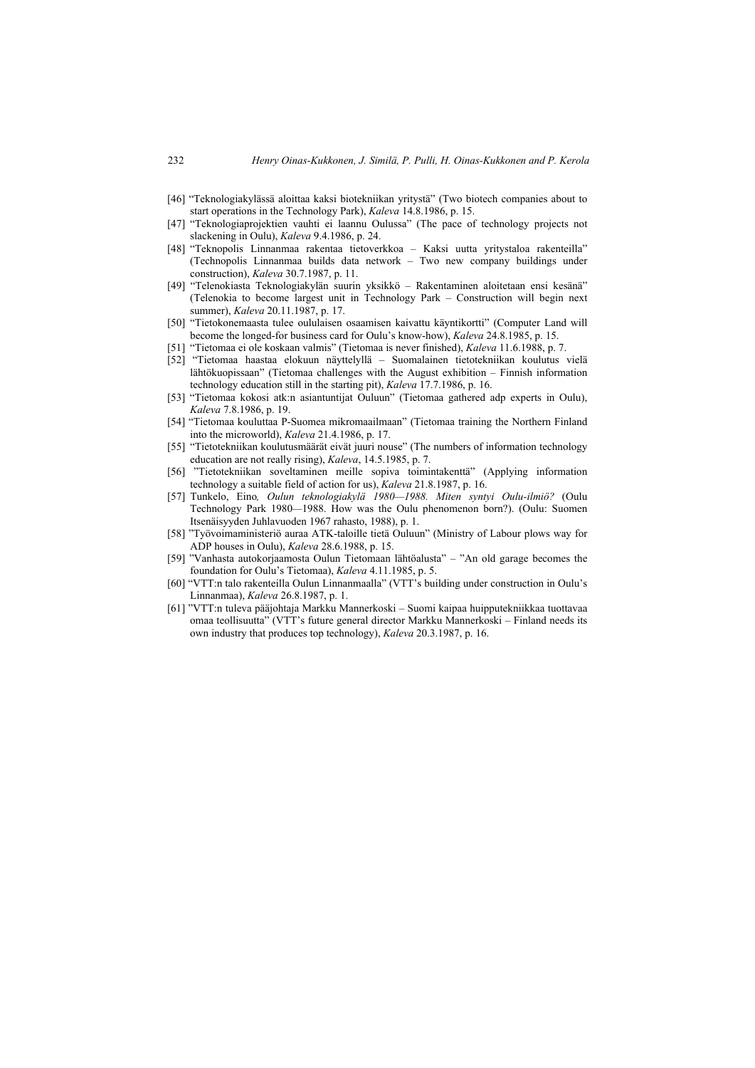[46] "Teknologiakylässä aloittaa kaksi biotekniikan yritystä" (Two biotech companies about to start operations in the Technology Park), *Kaleva* 14.8.1986, p. 15.

[47] "Teknologiaprojektien vauhti ei laannu Oulussa" (The pace of technology projects not slackening in Oulu), *Kaleva* 9.4.1986, p. 24.

[48] "Teknopolis Linnanmaa rakentaa tietoverkkoa – Kaksi uutta yritystaloa rakenteilla" (Technopolis Linnanmaa builds data network – Two new company buildings under construction), *Kaleva* 30.7.1987, p. 11.

[49] "Telenokiasta Teknologiakylän suurin yksikkö – Rakentaminen aloitetaan ensi kesänä" (Telenokia to become largest unit in Technology Park – Construction will begin next summer), *Kaleva* 20.11.1987, p. 17.

[50] "Tietokonemaasta tulee oululaisen osaamisen kaivattu käyntikortti" (Computer Land will become the longed-for business card for Oulu's know-how), *Kaleva* 24.8.1985, p. 15.

[51] "Tietomaa ei ole koskaan valmis" (Tietomaa is never finished), *Kaleva* 11.6.1988, p. 7.

[52] "Tietomaa haastaa elokuun näyttelyllä – Suomalainen tietotekniikan koulutus vielä lähtökuopissaan" (Tietomaa challenges with the August exhibition – Finnish information technology education still in the starting pit), *Kaleva* 17.7.1986, p. 16.

[53] "Tietomaa kokosi atk:n asiantuntijat Ouluun" (Tietomaa gathered adp experts in Oulu), *Kaleva* 7.8.1986, p. 19.

[54] "Tietomaa kouluttaa P-Suomea mikromaailmaan" (Tietomaa training the Northern Finland into the microworld), *Kaleva* 21.4.1986, p. 17.

[55] "Tietotekniikan koulutusmäärät eivät juuri nouse" (The numbers of information technology education are not really rising), *Kaleva*, 14.5.1985, p. 7.

[56] "Tietotekniikan soveltaminen meille sopiva toimintakenttä" (Applying information technology a suitable field of action for us), *Kaleva* 21.8.1987, p. 16.

[57] Tunkelo, Eino*, Oulun teknologiakylä 1980—1988. Miten syntyi Oulu-ilmiö?* (Oulu Technology Park 1980—1988. How was the Oulu phenomenon born?). (Oulu: Suomen Itsenäisyyden Juhlavuoden 1967 rahasto, 1988), p. 1.

[58] "Työvoimaministeriö auraa ATK-taloille tietä Ouluun" (Ministry of Labour plows way for ADP houses in Oulu), *Kaleva* 28.6.1988, p. 15.

[59] "Vanhasta autokorjaamosta Oulun Tietomaan lähtöalusta" – "An old garage becomes the foundation for Oulu's Tietomaa), *Kaleva* 4.11.1985, p. 5.

[60] "VTT:n talo rakenteilla Oulun Linnanmaalla" (VTT's building under construction in Oulu's Linnanmaa), *Kaleva* 26.8.1987, p. 1.

[61] "VTT:n tuleva pääjohtaja Markku Mannerkoski – Suomi kaipaa huipputekniikkaa tuottavaa omaa teollisuutta" (VTT's future general director Markku Mannerkoski – Finland needs its own industry that produces top technology), *Kaleva* 20.3.1987, p. 16.